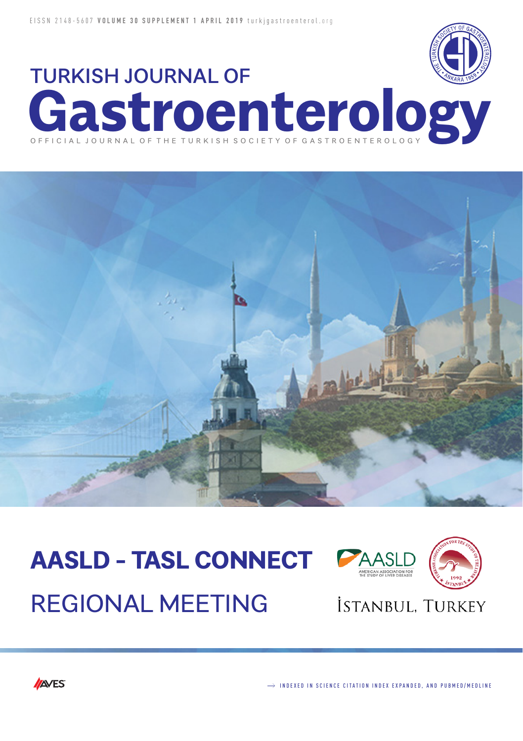EISSN 2148-5607 **VOLUME 30 SUPPLEMENT 1 APRIL 2019** turkjgastroenterol.org

# TURKISH JOURNAL OF Gastroenterology

OFFICIAL JOURNAL OF THE TURKISH SOCIETY OF GASTROENTEROLOGY

# AASLD - TASL CONNECT

## REGIONAL MEETING

İSTANBUL, TURKEY

→ INDEXED IN SCIENCE CITATION INDEX EXPANDED, AND PUBMED/MEDLINE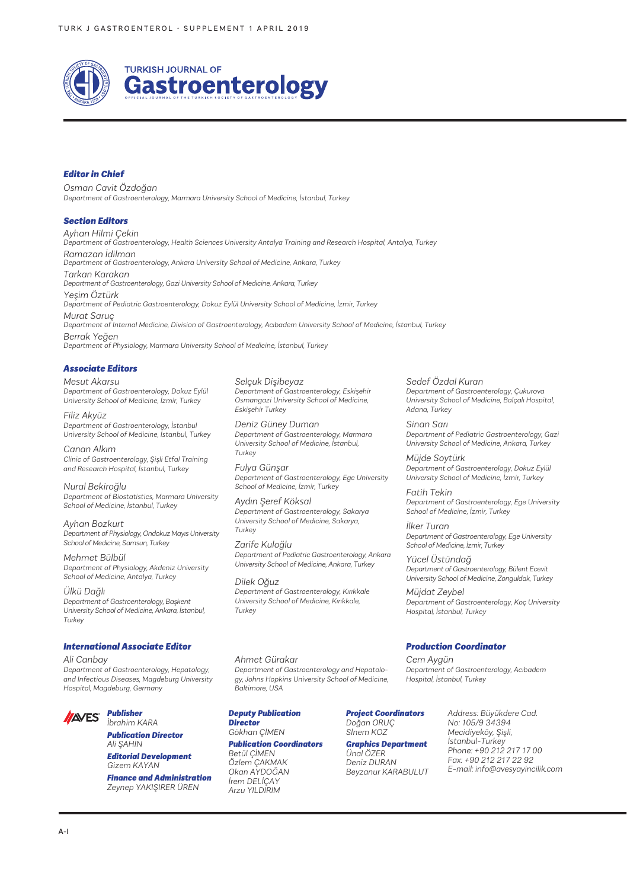# TURKISH JOURNAL OF Gastroenterology

OFFICIAL JOURNAL OF THE TURKISH SOCIETY OF GASTROENTEROLOGY

## Editor in Chief

Osman Cavit Özdoğan
*Department of Gastroenterology, Marmara University School of Medicine, İstanbul, Turkey*

## Section Editors

Ayhan Hilmi Çekin
*Department of Gastroenterology, Health Sciences University Antalya Training and Research Hospital, Antalya, Turkey*

Ramazan İdilman
*Department of Gastroenterology, Ankara University School of Medicine, Ankara, Turkey*

Tarkan Karakan
*Department of Gastroenterology, Gazi University School of Medicine, Ankara, Turkey*

Yeşim Öztürk
*Department of Pediatric Gastroenterology, Dokuz Eylül University School of Medicine, İzmir, Turkey*

Murat Saruç
*Department of Internal Medicine, Division of Gastroenterology, Acıbadem University School of Medicine, İstanbul, Turkey*

Berrak Yeğen
*Department of Physiology, Marmara University School of Medicine, İstanbul, Turkey*

## Associate Editors

Mesut Akarsu
*Department of Gastroenterology, Dokuz Eylül University School of Medicine, İzmir, Turkey*

Filiz Akyüz
*Department of Gastroenterology, İstanbul University School of Medicine, İstanbul, Turkey*

Canan Alkım
*Clinic of Gastroenterology, Şişli Etfal Training and Research Hospital, İstanbul, Turkey*

Nural Bekiroğlu
*Department of Biostatistics, Marmara University School of Medicine, İstanbul, Turkey*

Ayhan Bozkurt
*Department of Physiology, Ondokuz Mayıs University School of Medicine, Samsun, Turkey*

Mehmet Bülbül
*Department of Physiology, Akdeniz University School of Medicine, Antalya, Turkey*

Ülkü Dağlı
*Department of Gastroenterology, Başkent University School of Medicine, Ankara, İstanbul, Turkey*

Selçuk Dişibeyaz
*Department of Gastroenterology, Eskişehir Osmangazi University School of Medicine, Eskişehir Turkey*

Deniz Güney Duman
*Department of Gastroenterology, Marmara University School of Medicine, İstanbul, Turkey*

Fulya Günşar
*Department of Gastroenterology, Ege University School of Medicine, İzmir, Turkey*

Aydın Şeref Köksal
*Department of Gastroenterology, Sakarya University School of Medicine, Sakarya, Turkey*

Zarife Kuloğlu
*Department of Pediatric Gastroenterology, Ankara University School of Medicine, Ankara, Turkey*

Dilek Oğuz
*Department of Gastroenterology, Kırıkkale University School of Medicine, Kırıkkale, Turkey*

Sedef Özdal Kuran
*Department of Gastroenterology, Çukurova University School of Medicine, Balçalı Hospital, Adana, Turkey*

Sinan Sarı
*Department of Pediatric Gastroenterology, Gazi University School of Medicine, Ankara, Turkey*

Müjde Soytürk
*Department of Gastroenterology, Dokuz Eylül University School of Medicine, İzmir, Turkey*

Fatih Tekin
*Department of Gastroenterology, Ege University School of Medicine, İzmir, Turkey*

İlker Turan
*Department of Gastroenterology, Ege University School of Medicine, İzmir, Turkey*

Yücel Üstündağ
*Department of Gastroenterology, Bülent Ecevit University School of Medicine, Zonguldak, Turkey*

Müjdat Zeybel
*Department of Gastroenterology, Koç University Hospital, İstanbul, Turkey*

## International Associate Editor

Ali Canbay
*Department of Gastroenterology, Hepatology, and Infectious Diseases, Magdeburg University Hospital, Magdeburg, Germany*

Ahmet Gürakar
*Department of Gastroenterology and Hepatology, Johns Hopkins University School of Medicine, Baltimore, USA*

## Production Coordinator

Cem Aygün
*Department of Gastroenterology, Acıbadem Hospital, İstanbul, Turkey*

---

AVES

**Publisher**
İbrahim KARA

**Publication Director**
Ali ŞAHİN

**Editorial Development**
Gizem KAYAN

**Finance and Administration**
Zeynep YAKIŞIRER ÜREN

**Deputy Publication Director**
Gökhan ÇİMEN

**Publication Coordinators**
Betül ÇİMEN
Özlem ÇAKMAK
Okan AYDOĞAN
İrem DELİÇAY
Arzu YILDIRIM

**Project Coordinators**
Doğan ORUÇ
Sinem KOZ

**Graphics Department**
Ünal ÖZER
Deniz DURAN
Beyzanur KARABULUT

Address: Büyükdere Cad. No: 105/9 34394 Mecidiyeköy, Şişli, İstanbul-Turkey
Phone: +90 212 217 17 00
Fax: +90 212 217 22 92
E-mail: info@avesyayincilik.com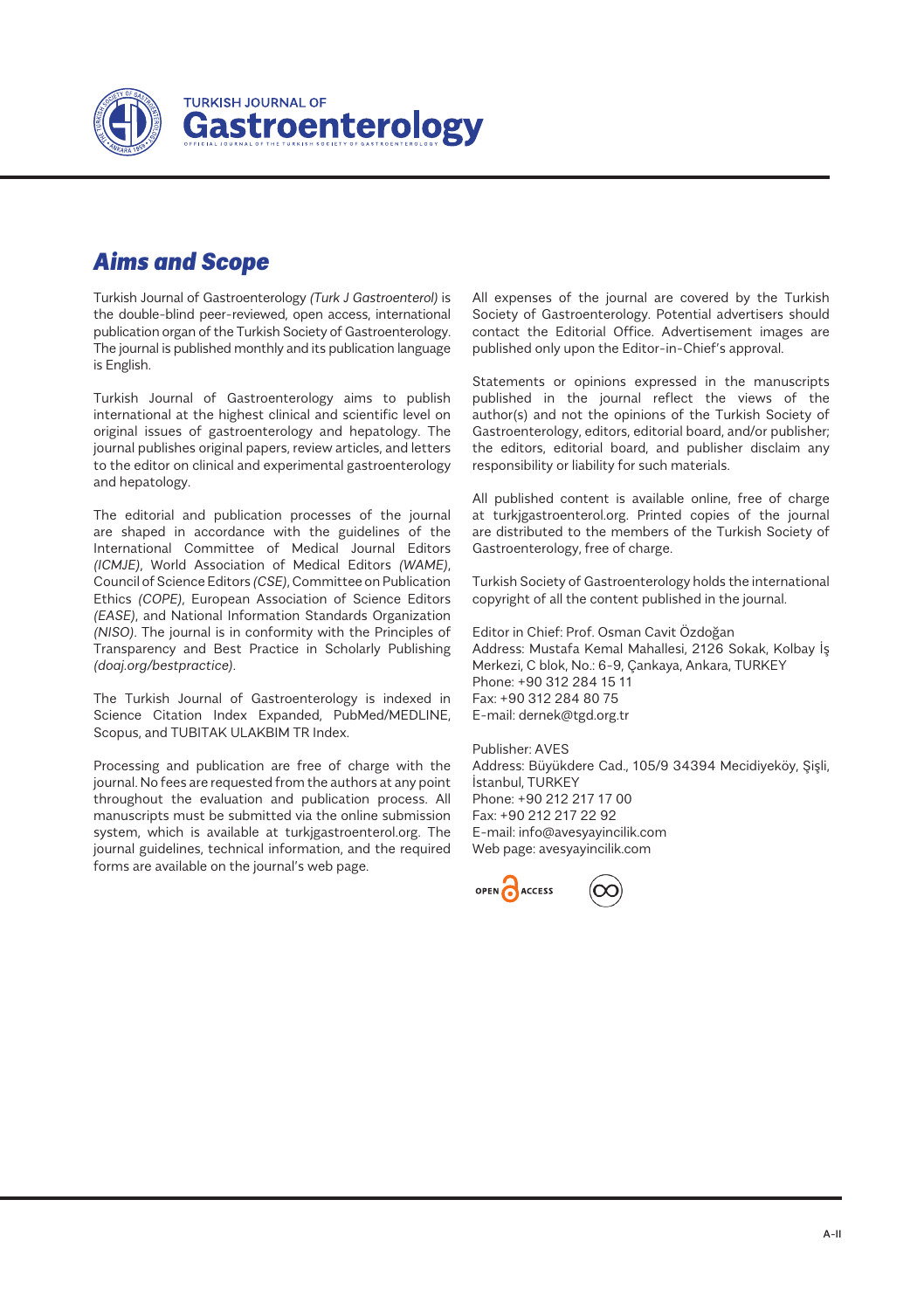# Aims and Scope

Turkish Journal of Gastroenterology *(Turk J Gastroenterol)* is the double-blind peer-reviewed, open access, international publication organ of the Turkish Society of Gastroenterology. The journal is published monthly and its publication language is English.

Turkish Journal of Gastroenterology aims to publish international at the highest clinical and scientific level on original issues of gastroenterology and hepatology. The journal publishes original papers, review articles, and letters to the editor on clinical and experimental gastroenterology and hepatology.

The editorial and publication processes of the journal are shaped in accordance with the guidelines of the International Committee of Medical Journal Editors *(ICMJE)*, World Association of Medical Editors *(WAME)*, Council of Science Editors *(CSE)*, Committee on Publication Ethics *(COPE)*, European Association of Science Editors *(EASE)*, and National Information Standards Organization *(NISO)*. The journal is in conformity with the Principles of Transparency and Best Practice in Scholarly Publishing *(doaj.org/bestpractice)*.

The Turkish Journal of Gastroenterology is indexed in Science Citation Index Expanded, PubMed/MEDLINE, Scopus, and TUBITAK ULAKBIM TR Index.

Processing and publication are free of charge with the journal. No fees are requested from the authors at any point throughout the evaluation and publication process. All manuscripts must be submitted via the online submission system, which is available at turkjgastroenterol.org. The journal guidelines, technical information, and the required forms are available on the journal's web page.

All expenses of the journal are covered by the Turkish Society of Gastroenterology. Potential advertisers should contact the Editorial Office. Advertisement images are published only upon the Editor-in-Chief's approval.

Statements or opinions expressed in the manuscripts published in the journal reflect the views of the author(s) and not the opinions of the Turkish Society of Gastroenterology, editors, editorial board, and/or publisher; the editors, editorial board, and publisher disclaim any responsibility or liability for such materials.

All published content is available online, free of charge at turkjgastroenterol.org. Printed copies of the journal are distributed to the members of the Turkish Society of Gastroenterology, free of charge.

Turkish Society of Gastroenterology holds the international copyright of all the content published in the journal.

Editor in Chief: Prof. Osman Cavit Özdoğan
Address: Mustafa Kemal Mahallesi, 2126 Sokak, Kolbay İş Merkezi, C blok, No.: 6-9, Çankaya, Ankara, TURKEY
Phone: +90 312 284 15 11
Fax: +90 312 284 80 75
E-mail: dernek@tgd.org.tr

Publisher: AVES
Address: Büyükdere Cad., 105/9 34394 Mecidiyeköy, Şişli, İstanbul, TURKEY
Phone: +90 212 217 17 00
Fax: +90 212 217 22 92
E-mail: info@avesyayincilik.com
Web page: avesyayincilik.com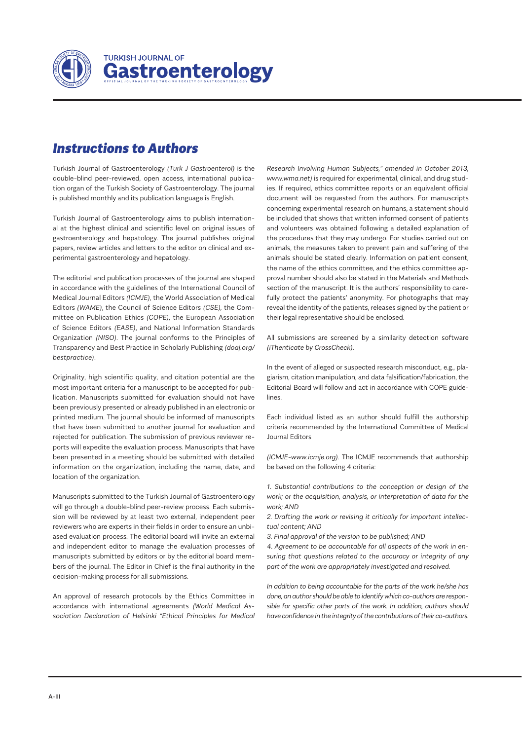# Instructions to Authors

Turkish Journal of Gastroenterology *(Turk J Gastroenterol)* is the double-blind peer-reviewed, open access, international publication organ of the Turkish Society of Gastroenterology. The journal is published monthly and its publication language is English.

Turkish Journal of Gastroenterology aims to publish international at the highest clinical and scientific level on original issues of gastroenterology and hepatology. The journal publishes original papers, review articles and letters to the editor on clinical and experimental gastroenterology and hepatology.

The editorial and publication processes of the journal are shaped in accordance with the guidelines of the International Council of Medical Journal Editors *(ICMJE)*, the World Association of Medical Editors *(WAME)*, the Council of Science Editors *(CSE)*, the Committee on Publication Ethics *(COPE)*, the European Association of Science Editors *(EASE)*, and National Information Standards Organization *(NISO)*. The journal conforms to the Principles of Transparency and Best Practice in Scholarly Publishing *(doaj.org/bestpractice)*.

Originality, high scientific quality, and citation potential are the most important criteria for a manuscript to be accepted for publication. Manuscripts submitted for evaluation should not have been previously presented or already published in an electronic or printed medium. The journal should be informed of manuscripts that have been submitted to another journal for evaluation and rejected for publication. The submission of previous reviewer reports will expedite the evaluation process. Manuscripts that have been presented in a meeting should be submitted with detailed information on the organization, including the name, date, and location of the organization.

Manuscripts submitted to the Turkish Journal of Gastroenterology will go through a double-blind peer-review process. Each submission will be reviewed by at least two external, independent peer reviewers who are experts in their fields in order to ensure an unbiased evaluation process. The editorial board will invite an external and independent editor to manage the evaluation processes of manuscripts submitted by editors or by the editorial board members of the journal. The Editor in Chief is the final authority in the decision-making process for all submissions.

An approval of research protocols by the Ethics Committee in accordance with international agreements *(World Medical Association Declaration of Helsinki "Ethical Principles for Medical Research Involving Human Subjects," amended in October 2013, www.wma.net)* is required for experimental, clinical, and drug studies. If required, ethics committee reports or an equivalent official document will be requested from the authors. For manuscripts concerning experimental research on humans, a statement should be included that shows that written informed consent of patients and volunteers was obtained following a detailed explanation of the procedures that they may undergo. For studies carried out on animals, the measures taken to prevent pain and suffering of the animals should be stated clearly. Information on patient consent, the name of the ethics committee, and the ethics committee approval number should also be stated in the Materials and Methods section of the manuscript. It is the authors' responsibility to carefully protect the patients' anonymity. For photographs that may reveal the identity of the patients, releases signed by the patient or their legal representative should be enclosed.

All submissions are screened by a similarity detection software *(iThenticate by CrossCheck)*.

In the event of alleged or suspected research misconduct, e.g., plagiarism, citation manipulation, and data falsification/fabrication, the Editorial Board will follow and act in accordance with COPE guidelines.

Each individual listed as an author should fulfill the authorship criteria recommended by the International Committee of Medical Journal Editors

*(ICMJE-www.icmje.org)*. The ICMJE recommends that authorship be based on the following 4 criteria:

*1. Substantial contributions to the conception or design of the work; or the acquisition, analysis, or interpretation of data for the work; AND*

*2. Drafting the work or revising it critically for important intellectual content; AND*

*3. Final approval of the version to be published; AND*

*4. Agreement to be accountable for all aspects of the work in ensuring that questions related to the accuracy or integrity of any part of the work are appropriately investigated and resolved.*

*In addition to being accountable for the parts of the work he/she has done, an author should be able to identify which co-authors are responsible for specific other parts of the work. In addition, authors should have confidence in the integrity of the contributions of their co-authors.*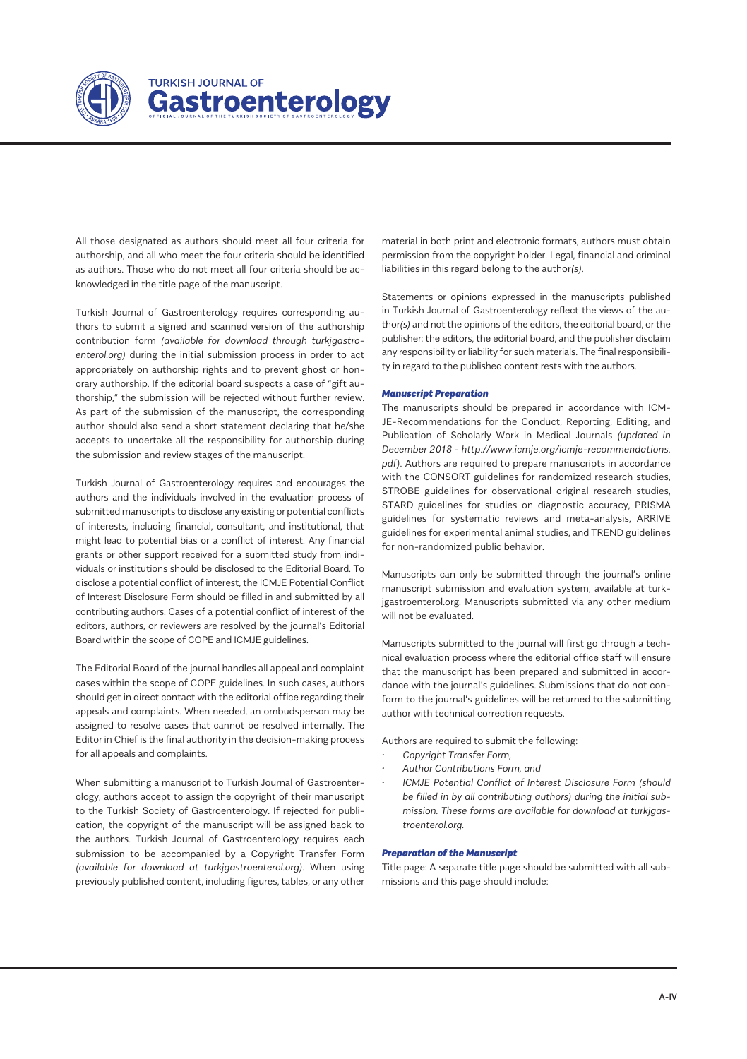All those designated as authors should meet all four criteria for authorship, and all who meet the four criteria should be identified as authors. Those who do not meet all four criteria should be acknowledged in the title page of the manuscript.

Turkish Journal of Gastroenterology requires corresponding authors to submit a signed and scanned version of the authorship contribution form *(available for download through turkjgastroenterol.org)* during the initial submission process in order to act appropriately on authorship rights and to prevent ghost or honorary authorship. If the editorial board suspects a case of "gift authorship," the submission will be rejected without further review. As part of the submission of the manuscript, the corresponding author should also send a short statement declaring that he/she accepts to undertake all the responsibility for authorship during the submission and review stages of the manuscript.

Turkish Journal of Gastroenterology requires and encourages the authors and the individuals involved in the evaluation process of submitted manuscripts to disclose any existing or potential conflicts of interests, including financial, consultant, and institutional, that might lead to potential bias or a conflict of interest. Any financial grants or other support received for a submitted study from individuals or institutions should be disclosed to the Editorial Board. To disclose a potential conflict of interest, the ICMJE Potential Conflict of Interest Disclosure Form should be filled in and submitted by all contributing authors. Cases of a potential conflict of interest of the editors, authors, or reviewers are resolved by the journal's Editorial Board within the scope of COPE and ICMJE guidelines.

The Editorial Board of the journal handles all appeal and complaint cases within the scope of COPE guidelines. In such cases, authors should get in direct contact with the editorial office regarding their appeals and complaints. When needed, an ombudsperson may be assigned to resolve cases that cannot be resolved internally. The Editor in Chief is the final authority in the decision-making process for all appeals and complaints.

When submitting a manuscript to Turkish Journal of Gastroenterology, authors accept to assign the copyright of their manuscript to the Turkish Society of Gastroenterology. If rejected for publication, the copyright of the manuscript will be assigned back to the authors. Turkish Journal of Gastroenterology requires each submission to be accompanied by a Copyright Transfer Form *(available for download at turkjgastroenterol.org)*. When using previously published content, including figures, tables, or any other material in both print and electronic formats, authors must obtain permission from the copyright holder. Legal, financial and criminal liabilities in this regard belong to the author*(s)*.

Statements or opinions expressed in the manuscripts published in Turkish Journal of Gastroenterology reflect the views of the author*(s)* and not the opinions of the editors, the editorial board, or the publisher; the editors, the editorial board, and the publisher disclaim any responsibility or liability for such materials. The final responsibility in regard to the published content rests with the authors.

***Manuscript Preparation***

The manuscripts should be prepared in accordance with ICMJE-Recommendations for the Conduct, Reporting, Editing, and Publication of Scholarly Work in Medical Journals *(updated in December 2018 - http://www.icmje.org/icmje-recommendations.pdf)*. Authors are required to prepare manuscripts in accordance with the CONSORT guidelines for randomized research studies, STROBE guidelines for observational original research studies, STARD guidelines for studies on diagnostic accuracy, PRISMA guidelines for systematic reviews and meta-analysis, ARRIVE guidelines for experimental animal studies, and TREND guidelines for non-randomized public behavior.

Manuscripts can only be submitted through the journal's online manuscript submission and evaluation system, available at turkjgastroenterol.org. Manuscripts submitted via any other medium will not be evaluated.

Manuscripts submitted to the journal will first go through a technical evaluation process where the editorial office staff will ensure that the manuscript has been prepared and submitted in accordance with the journal's guidelines. Submissions that do not conform to the journal's guidelines will be returned to the submitting author with technical correction requests.

Authors are required to submit the following:

- *Copyright Transfer Form,*
- *Author Contributions Form, and*
- *ICMJE Potential Conflict of Interest Disclosure Form (should be filled in by all contributing authors) during the initial submission. These forms are available for download at turkjgastroenterol.org.*

***Preparation of the Manuscript***

Title page: A separate title page should be submitted with all submissions and this page should include: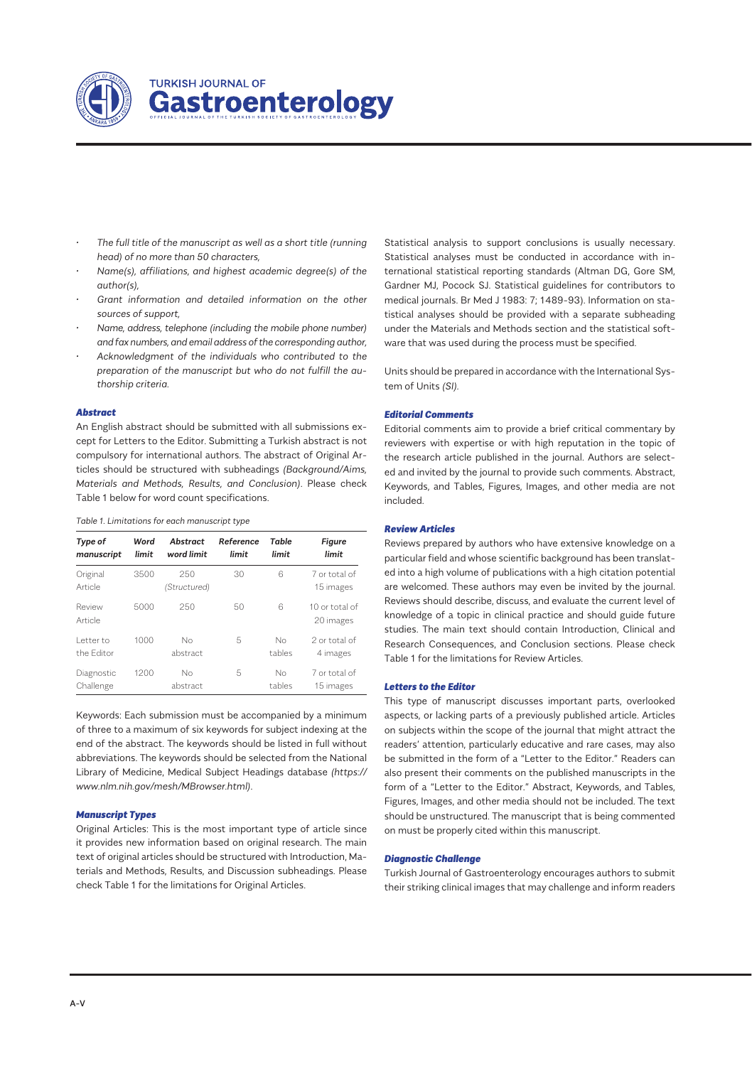- *The full title of the manuscript as well as a short title (running head) of no more than 50 characters,*
- *Name(s), affiliations, and highest academic degree(s) of the author(s),*
- *Grant information and detailed information on the other sources of support,*
- *Name, address, telephone (including the mobile phone number) and fax numbers, and email address of the corresponding author,*
- *Acknowledgment of the individuals who contributed to the preparation of the manuscript but who do not fulfill the authorship criteria.*

### Abstract

An English abstract should be submitted with all submissions except for Letters to the Editor. Submitting a Turkish abstract is not compulsory for international authors. The abstract of Original Articles should be structured with subheadings *(Background/Aims, Materials and Methods, Results, and Conclusion)*. Please check Table 1 below for word count specifications.

*Table 1. Limitations for each manuscript type*

| *Type of manuscript* | *Word limit* | *Abstract word limit* | *Reference limit* | *Table limit* | *Figure limit* |
|---|---|---|---|---|---|
| Original Article | 3500 | 250 *(Structured)* | 30 | 6 | 7 or total of 15 images |
| Review Article | 5000 | 250 | 50 | 6 | 10 or total of 20 images |
| Letter to the Editor | 1000 | No abstract | 5 | No tables | 2 or total of 4 images |
| Diagnostic Challenge | 1200 | No abstract | 5 | No tables | 7 or total of 15 images |

Keywords: Each submission must be accompanied by a minimum of three to a maximum of six keywords for subject indexing at the end of the abstract. The keywords should be listed in full without abbreviations. The keywords should be selected from the National Library of Medicine, Medical Subject Headings database *(https://www.nlm.nih.gov/mesh/MBrowser.html)*.

### Manuscript Types

Original Articles: This is the most important type of article since it provides new information based on original research. The main text of original articles should be structured with Introduction, Materials and Methods, Results, and Discussion subheadings. Please check Table 1 for the limitations for Original Articles.

Statistical analysis to support conclusions is usually necessary. Statistical analyses must be conducted in accordance with international statistical reporting standards (Altman DG, Gore SM, Gardner MJ, Pocock SJ. Statistical guidelines for contributors to medical journals. Br Med J 1983: 7; 1489-93). Information on statistical analyses should be provided with a separate subheading under the Materials and Methods section and the statistical software that was used during the process must be specified.

Units should be prepared in accordance with the International System of Units *(SI)*.

### Editorial Comments

Editorial comments aim to provide a brief critical commentary by reviewers with expertise or with high reputation in the topic of the research article published in the journal. Authors are selected and invited by the journal to provide such comments. Abstract, Keywords, and Tables, Figures, Images, and other media are not included.

### Review Articles

Reviews prepared by authors who have extensive knowledge on a particular field and whose scientific background has been translated into a high volume of publications with a high citation potential are welcomed. These authors may even be invited by the journal. Reviews should describe, discuss, and evaluate the current level of knowledge of a topic in clinical practice and should guide future studies. The main text should contain Introduction, Clinical and Research Consequences, and Conclusion sections. Please check Table 1 for the limitations for Review Articles.

### Letters to the Editor

This type of manuscript discusses important parts, overlooked aspects, or lacking parts of a previously published article. Articles on subjects within the scope of the journal that might attract the readers' attention, particularly educative and rare cases, may also be submitted in the form of a "Letter to the Editor." Readers can also present their comments on the published manuscripts in the form of a "Letter to the Editor." Abstract, Keywords, and Tables, Figures, Images, and other media should not be included. The text should be unstructured. The manuscript that is being commented on must be properly cited within this manuscript.

### Diagnostic Challenge

Turkish Journal of Gastroenterology encourages authors to submit their striking clinical images that may challenge and inform readers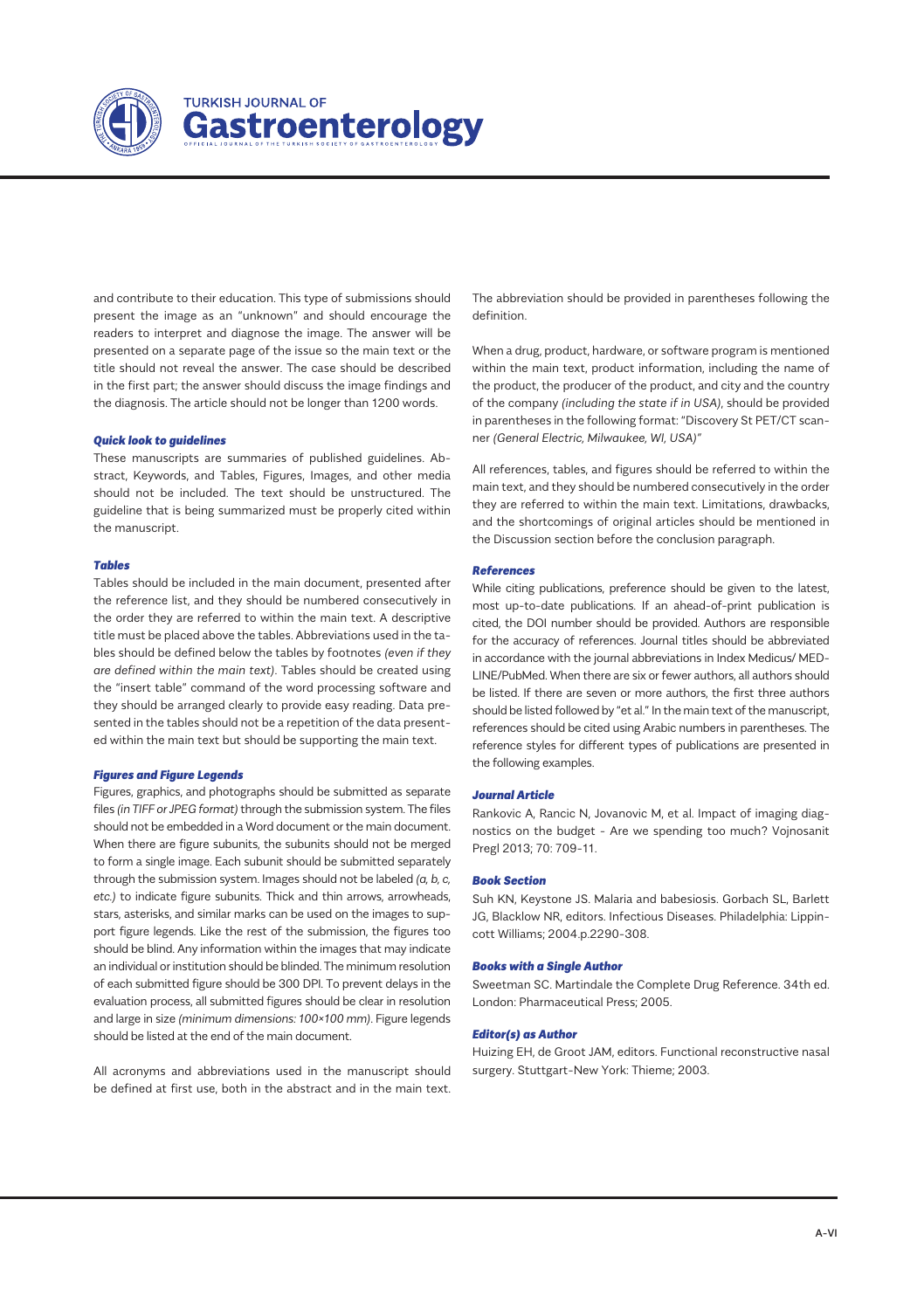and contribute to their education. This type of submissions should present the image as an "unknown" and should encourage the readers to interpret and diagnose the image. The answer will be presented on a separate page of the issue so the main text or the title should not reveal the answer. The case should be described in the first part; the answer should discuss the image findings and the diagnosis. The article should not be longer than 1200 words.

### *Quick look to guidelines*

These manuscripts are summaries of published guidelines. Abstract, Keywords, and Tables, Figures, Images, and other media should not be included. The text should be unstructured. The guideline that is being summarized must be properly cited within the manuscript.

### *Tables*

Tables should be included in the main document, presented after the reference list, and they should be numbered consecutively in the order they are referred to within the main text. A descriptive title must be placed above the tables. Abbreviations used in the tables should be defined below the tables by footnotes *(even if they are defined within the main text)*. Tables should be created using the "insert table" command of the word processing software and they should be arranged clearly to provide easy reading. Data presented in the tables should not be a repetition of the data presented within the main text but should be supporting the main text.

### *Figures and Figure Legends*

Figures, graphics, and photographs should be submitted as separate files *(in TIFF or JPEG format)* through the submission system. The files should not be embedded in a Word document or the main document. When there are figure subunits, the subunits should not be merged to form a single image. Each subunit should be submitted separately through the submission system. Images should not be labeled *(a, b, c, etc.)* to indicate figure subunits. Thick and thin arrows, arrowheads, stars, asterisks, and similar marks can be used on the images to support figure legends. Like the rest of the submission, the figures too should be blind. Any information within the images that may indicate an individual or institution should be blinded. The minimum resolution of each submitted figure should be 300 DPI. To prevent delays in the evaluation process, all submitted figures should be clear in resolution and large in size *(minimum dimensions: 100×100 mm)*. Figure legends should be listed at the end of the main document.

All acronyms and abbreviations used in the manuscript should be defined at first use, both in the abstract and in the main text. The abbreviation should be provided in parentheses following the definition.

When a drug, product, hardware, or software program is mentioned within the main text, product information, including the name of the product, the producer of the product, and city and the country of the company *(including the state if in USA)*, should be provided in parentheses in the following format: "Discovery St PET/CT scanner *(General Electric, Milwaukee, WI, USA)*"

All references, tables, and figures should be referred to within the main text, and they should be numbered consecutively in the order they are referred to within the main text. Limitations, drawbacks, and the shortcomings of original articles should be mentioned in the Discussion section before the conclusion paragraph.

### *References*

While citing publications, preference should be given to the latest, most up-to-date publications. If an ahead-of-print publication is cited, the DOI number should be provided. Authors are responsible for the accuracy of references. Journal titles should be abbreviated in accordance with the journal abbreviations in Index Medicus/ MEDLINE/PubMed. When there are six or fewer authors, all authors should be listed. If there are seven or more authors, the first three authors should be listed followed by "et al." In the main text of the manuscript, references should be cited using Arabic numbers in parentheses. The reference styles for different types of publications are presented in the following examples.

### *Journal Article*

Rankovic A, Rancic N, Jovanovic M, et al. Impact of imaging diagnostics on the budget - Are we spending too much? Vojnosanit Pregl 2013; 70: 709-11.

### *Book Section*

Suh KN, Keystone JS. Malaria and babesiosis. Gorbach SL, Barlett JG, Blacklow NR, editors. Infectious Diseases. Philadelphia: Lippincott Williams; 2004.p.2290-308.

### *Books with a Single Author*

Sweetman SC. Martindale the Complete Drug Reference. 34th ed. London: Pharmaceutical Press; 2005.

### *Editor(s) as Author*

Huizing EH, de Groot JAM, editors. Functional reconstructive nasal surgery. Stuttgart-New York: Thieme; 2003.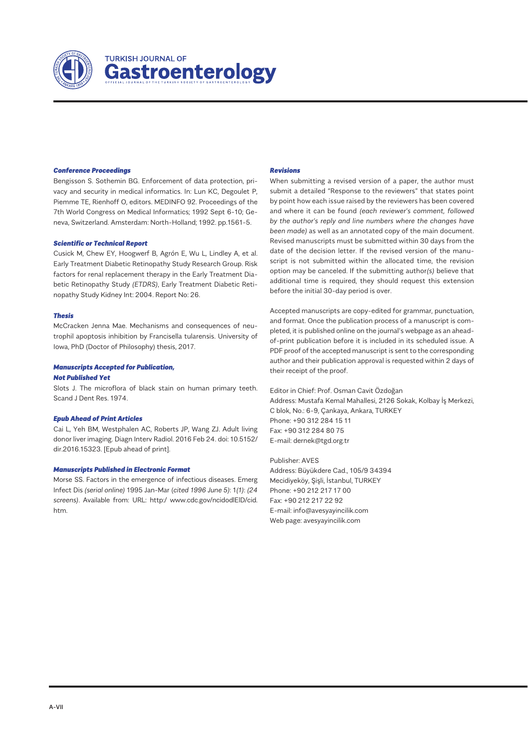#### *Conference Proceedings*

Bengisson S. Sothemin BG. Enforcement of data protection, privacy and security in medical informatics. In: Lun KC, Degoulet P, Piemme TE, Rienhoff O, editors. MEDINFO 92. Proceedings of the 7th World Congress on Medical Informatics; 1992 Sept 6-10; Geneva, Switzerland. Amsterdam: North-Holland; 1992. pp.1561-5.

#### *Scientific or Technical Report*

Cusick M, Chew EY, Hoogwerf B, Agrón E, Wu L, Lindley A, et al. Early Treatment Diabetic Retinopathy Study Research Group. Risk factors for renal replacement therapy in the Early Treatment Diabetic Retinopathy Study *(ETDRS)*, Early Treatment Diabetic Retinopathy Study Kidney Int: 2004. Report No: 26.

#### *Thesis*

McCracken Jenna Mae. Mechanisms and consequences of neutrophil apoptosis inhibition by Francisella tularensis. University of Iowa, PhD (Doctor of Philosophy) thesis, 2017.

#### *Manuscripts Accepted for Publication, Not Published Yet*

Slots J. The microflora of black stain on human primary teeth. Scand J Dent Res. 1974.

#### *Epub Ahead of Print Articles*

Cai L, Yeh BM, Westphalen AC, Roberts JP, Wang ZJ. Adult living donor liver imaging. Diagn Interv Radiol. 2016 Feb 24. doi: 10.5152/dir.2016.15323. [Epub ahead of print].

#### *Manuscripts Published in Electronic Format*

Morse SS. Factors in the emergence of infectious diseases. Emerg Infect Dis *(serial online)* 1995 Jan-Mar (*cited 1996 June 5*): 1*(1)*: *(24 screens)*. Available from: URL: http:/ www.cdc.gov/ncidodlElD/cid.htm.

#### *Revisions*

When submitting a revised version of a paper, the author must submit a detailed "Response to the reviewers" that states point by point how each issue raised by the reviewers has been covered and where it can be found *(each reviewer's comment, followed by the author's reply and line numbers where the changes have been made)* as well as an annotated copy of the main document. Revised manuscripts must be submitted within 30 days from the date of the decision letter. If the revised version of the manuscript is not submitted within the allocated time, the revision option may be canceled. If the submitting author*(s)* believe that additional time is required, they should request this extension before the initial 30-day period is over.

Accepted manuscripts are copy-edited for grammar, punctuation, and format. Once the publication process of a manuscript is completed, it is published online on the journal's webpage as an ahead-of-print publication before it is included in its scheduled issue. A PDF proof of the accepted manuscript is sent to the corresponding author and their publication approval is requested within 2 days of their receipt of the proof.

Editor in Chief: Prof. Osman Cavit Özdoğan
Address: Mustafa Kemal Mahallesi, 2126 Sokak, Kolbay İş Merkezi, C blok, No.: 6-9, Çankaya, Ankara, TURKEY
Phone: +90 312 284 15 11
Fax: +90 312 284 80 75
E-mail: dernek@tgd.org.tr

Publisher: AVES
Address: Büyükdere Cad., 105/9 34394 Mecidiyeköy, Şişli, İstanbul, TURKEY
Phone: +90 212 217 17 00
Fax: +90 212 217 22 92
E-mail: info@avesyayincilik.com
Web page: avesyayincilik.com